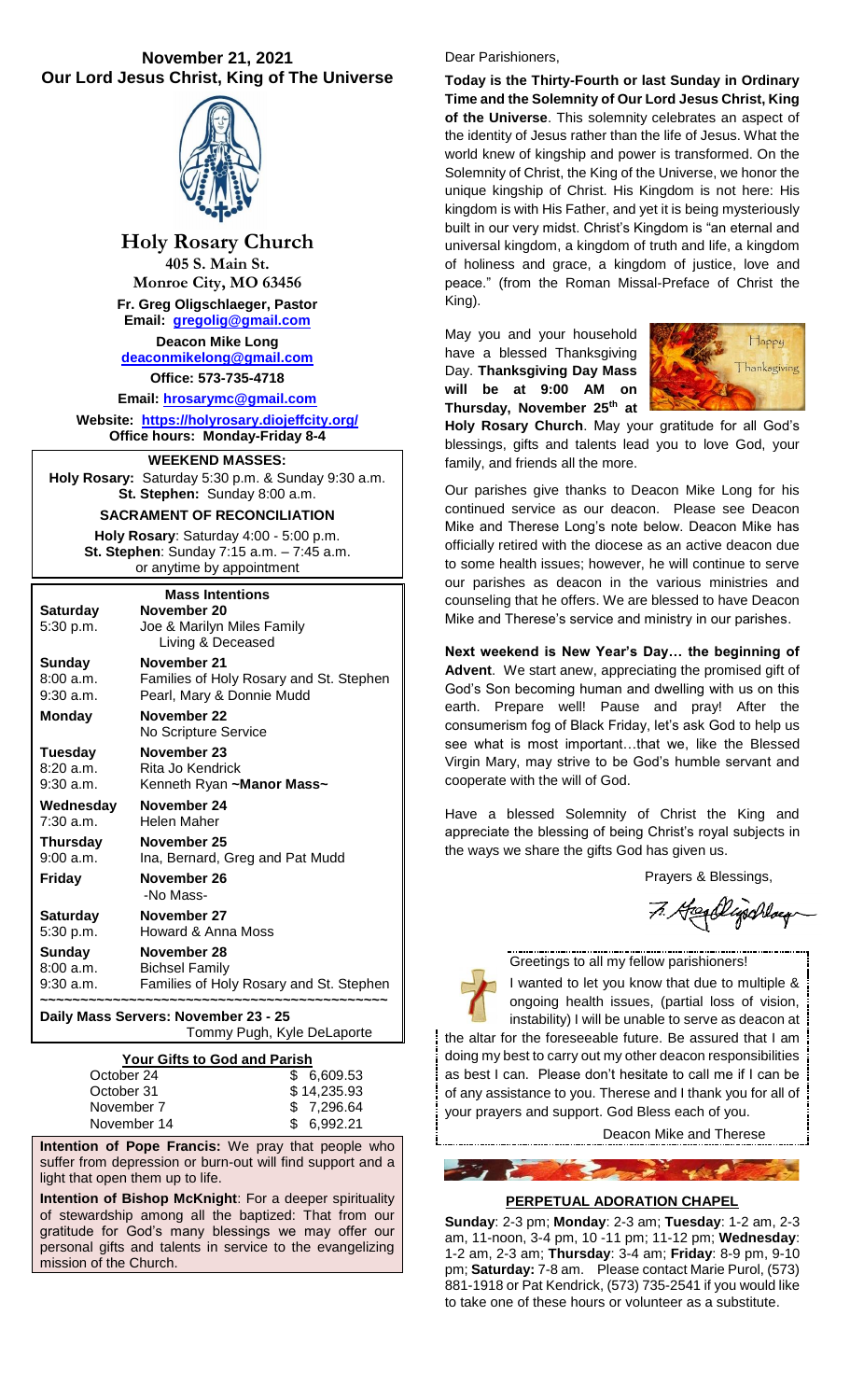# November 21, 2021
## Our Lord Jesus Christ, King of The Universe

## Holy Rosary Church

405 S. Main St.
Monroe City, MO 63456

**Fr. Greg Oligschlaeger, Pastor**
**Email: gregolig@gmail.com**

**Deacon Mike Long**
**deaconmikelong@gmail.com**

**Office: 573-735-4718**

**Email: hrosarymc@gmail.com**

**Website: https://holyrosary.diojeffcity.org/**
**Office hours: Monday-Friday 8-4**

### WEEKEND MASSES:

**Holy Rosary:** Saturday 5:30 p.m. & Sunday 9:30 a.m.
**St. Stephen:** Sunday 8:00 a.m.

### SACRAMENT OF RECONCILIATION

**Holy Rosary**: Saturday 4:00 - 5:00 p.m.
**St. Stephen**: Sunday 7:15 a.m. – 7:45 a.m.
or anytime by appointment

### Mass Intentions

| | |
|---|---|
| **Saturday** 5:30 p.m. | **November 20** Joe & Marilyn Miles Family Living & Deceased |
| **Sunday** 8:00 a.m. 9:30 a.m. | **November 21** Families of Holy Rosary and St. Stephen Pearl, Mary & Donnie Mudd |
| **Monday** | **November 22** No Scripture Service |
| **Tuesday** 8:20 a.m. 9:30 a.m. | **November 23** Rita Jo Kendrick Kenneth Ryan **~Manor Mass~** |
| **Wednesday** 7:30 a.m. | **November 24** Helen Maher |
| **Thursday** 9:00 a.m. | **November 25** Ina, Bernard, Greg and Pat Mudd |
| **Friday** | **November 26** -No Mass- |
| **Saturday** 5:30 p.m. | **November 27** Howard & Anna Moss |
| **Sunday** 8:00 a.m. 9:30 a.m. | **November 28** Bichsel Family Families of Holy Rosary and St. Stephen |

**Daily Mass Servers: November 23 - 25**
Tommy Pugh, Kyle DeLaporte

### Your Gifts to God and Parish

| | |
|---|---|
| October 24 | $ 6,609.53 |
| October 31 | $ 14,235.93 |
| November 7 | $ 7,296.64 |
| November 14 | $ 6,992.21 |

**Intention of Pope Francis:** We pray that people who suffer from depression or burn-out will find support and a light that open them up to life.

**Intention of Bishop McKnight**: For a deeper spirituality of stewardship among all the baptized: That from our gratitude for God's many blessings we may offer our personal gifts and talents in service to the evangelizing mission of the Church.

Dear Parishioners,

**Today is the Thirty-Fourth or last Sunday in Ordinary Time and the Solemnity of Our Lord Jesus Christ, King of the Universe**. This solemnity celebrates an aspect of the identity of Jesus rather than the life of Jesus. What the world knew of kingship and power is transformed. On the Solemnity of Christ, the King of the Universe, we honor the unique kingship of Christ. His Kingdom is not here: His kingdom is with His Father, and yet it is being mysteriously built in our very midst. Christ's Kingdom is "an eternal and universal kingdom, a kingdom of truth and life, a kingdom of holiness and grace, a kingdom of justice, love and peace." (from the Roman Missal-Preface of Christ the King).

May you and your household have a blessed Thanksgiving Day. **Thanksgiving Day Mass will be at 9:00 AM on Thursday, November 25th at Holy Rosary Church**. May your gratitude for all God's blessings, gifts and talents lead you to love God, your family, and friends all the more.

Our parishes give thanks to Deacon Mike Long for his continued service as our deacon. Please see Deacon Mike and Therese Long's note below. Deacon Mike has officially retired with the diocese as an active deacon due to some health issues; however, he will continue to serve our parishes as deacon in the various ministries and counseling that he offers. We are blessed to have Deacon Mike and Therese's service and ministry in our parishes.

**Next weekend is New Year's Day… the beginning of Advent**. We start anew, appreciating the promised gift of God's Son becoming human and dwelling with us on this earth. Prepare well! Pause and pray! After the consumerism fog of Black Friday, let's ask God to help us see what is most important…that we, like the Blessed Virgin Mary, may strive to be God's humble servant and cooperate with the will of God.

Have a blessed Solemnity of Christ the King and appreciate the blessing of being Christ's royal subjects in the ways we share the gifts God has given us.

Prayers & Blessings,

Fr. Greg Oligschlaeger

Greetings to all my fellow parishioners!

I wanted to let you know that due to multiple & ongoing health issues, (partial loss of vision, instability) I will be unable to serve as deacon at the altar for the foreseeable future. Be assured that I am doing my best to carry out my other deacon responsibilities as best I can. Please don't hesitate to call me if I can be of any assistance to you. Therese and I thank you for all of your prayers and support. God Bless each of you.

Deacon Mike and Therese

### PERPETUAL ADORATION CHAPEL

**Sunday**: 2-3 pm; **Monday**: 2-3 am; **Tuesday**: 1-2 am, 2-3 am, 11-noon, 3-4 pm, 10 -11 pm; 11-12 pm; **Wednesday**: 1-2 am, 2-3 am; **Thursday**: 3-4 am; **Friday**: 8-9 pm, 9-10 pm; **Saturday:** 7-8 am. Please contact Marie Purol, (573) 881-1918 or Pat Kendrick, (573) 735-2541 if you would like to take one of these hours or volunteer as a substitute.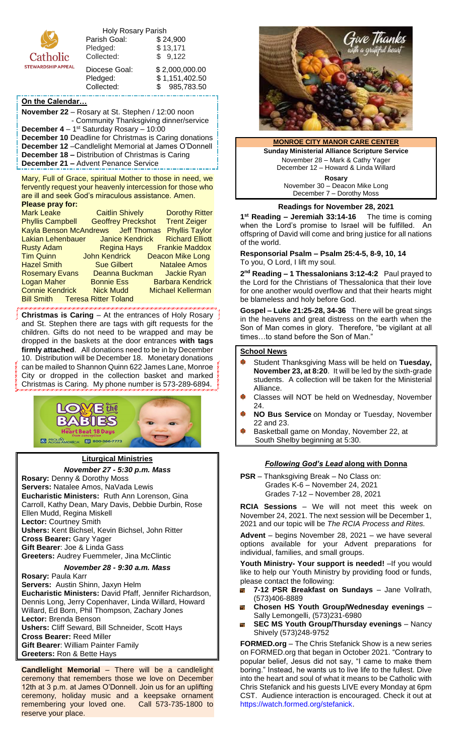Holy Rosary Parish

Catholic STEWARDSHIP APPEAL

| | |
|---|---|
| Parish Goal: | $ 24,900 |
| Pledged: | $ 13,171 |
| Collected: | $ 9,122 |
| Diocese Goal: | $ 2,000,000.00 |
| Pledged: | $ 1,151,402.50 |
| Collected: | $ 985,783.50 |

## On the Calendar…

**November 22** – Rosary at St. Stephen / 12:00 noon
- Community Thanksgiving dinner/service

**December 4** – 1st Saturday Rosary – 10:00
**December 10** Deadline for Christmas is Caring donations
**December 12** –Candlelight Memorial at James O'Donnell
**December 18** – Distribution of Christmas is Caring
**December 21** – Advent Penance Service

Mary, Full of Grace, spiritual Mother to those in need, we fervently request your heavenly intercession for those who are ill and seek God's miraculous assistance. Amen.

**Please pray for:**

Mark Leake, Caitlin Shively, Dorothy Ritter, Phyllis Campbell, Geoffrey Preckshot, Trent Zeiger, Kayla Benson McAndrews, Jeff Thomas, Phyllis Taylor, Lakian Lehenbauer, Janice Kendrick, Richard Elliott, Rusty Adam, Regina Hays, Frankie Maddox, Tim Quinn, John Kendrick, Deacon Mike Long, Hazel Smith, Sue Gilbert, Natalee Amos, Rosemary Evans, Deanna Buckman, Jackie Ryan, Logan Maher, Bonnie Ess, Barbara Kendrick, Connie Kendrick, Nick Mudd, Michael Kellerman, Bill Smith, Teresa Ritter Toland

**Christmas is Caring** – At the entrances of Holy Rosary and St. Stephen there are tags with gift requests for the children. Gifts do not need to be wrapped and may be dropped in the baskets at the door entrances **with tags firmly attached**. All donations need to be in by December 10. Distribution will be December 18. Monetary donations can be mailed to Shannon Quinn 622 James Lane, Monroe City or dropped in the collection basket and marked Christmas is Caring. My phone number is 573-289-6894.

LOVE the BABIES
Heart Beat 18 Days from conception
PROLIFE ACROSS AMERICA 800-366-7773

## Liturgical Ministries

### *November 27 - 5:30 p.m. Mass*

**Rosary:** Denny & Dorothy Moss
**Servers:** Natalee Amos, NaVada Lewis
**Eucharistic Ministers:** Ruth Ann Lorenson, Gina Carroll, Kathy Dean, Mary Davis, Debbie Durbin, Rose Ellen Mudd, Regina Miskell
**Lector:** Courtney Smith
**Ushers:** Kent Bichsel, Kevin Bichsel, John Ritter
**Cross Bearer:** Gary Yager
**Gift Bearer**: Joe & Linda Gass
**Greeters:** Audrey Fuemmeler, Jina McClintic

### *November 28 - 9:30 a.m. Mass*

**Rosary:** Paula Karr
**Servers:** Austin Shinn, Jaxyn Helm
**Eucharistic Ministers:** David Pfaff, Jennifer Richardson, Dennis Long, Jerry Copenhaver, Linda Willard, Howard Willard, Ed Born, Phil Thompson, Zachary Jones
**Lector:** Brenda Benson
**Ushers:** Cliff Seward, Bill Schneider, Scott Hays
**Cross Bearer:** Reed Miller
**Gift Bearer**: William Painter Family
**Greeters:** Ron & Bette Hays

**Candlelight Memorial** – There will be a candlelight ceremony that remembers those we love on December 12th at 3 p.m. at James O'Donnell. Join us for an uplifting ceremony, holiday music and a keepsake ornament remembering your loved one. Call 573-735-1800 to reserve your place.

Give Thanks with a grateful heart

## MONROE CITY MANOR CARE CENTER

**Sunday Ministerial Alliance Scripture Service**
November 28 – Mark & Cathy Yager
December 12 – Howard & Linda Willard

**Rosary**
November 30 – Deacon Mike Long
December 7 – Dorothy Moss

## Readings for November 28, 2021

**1st Reading – Jeremiah 33:14-16** The time is coming when the Lord's promise to Israel will be fulfilled. An offspring of David will come and bring justice for all nations of the world.

**Responsorial Psalm – Psalm 25:4-5, 8-9, 10, 14**
To you, O Lord, I lift my soul.

**2nd Reading – 1 Thessalonians 3:12-4:2** Paul prayed to the Lord for the Christians of Thessalonica that their love for one another would overflow and that their hearts might be blameless and holy before God.

**Gospel – Luke 21:25-28, 34-36** There will be great sings in the heavens and great distress on the earth when the Son of Man comes in glory. Therefore, "be vigilant at all times…to stand before the Son of Man."

## School News

- Student Thanksgiving Mass will be held on **Tuesday, November 23, at 8:20**. It will be led by the sixth-grade students. A collection will be taken for the Ministerial Alliance.
- Classes will NOT be held on Wednesday, November 24.
- **NO Bus Service** on Monday or Tuesday, November 22 and 23.
- Basketball game on Monday, November 22, at South Shelby beginning at 5:30.

## *Following God's Lead* along with Donna

**PSR** – Thanksgiving Break – No Class on:
Grades K-6 – November 24, 2021
Grades 7-12 – November 28, 2021

**RCIA Sessions** – We will not meet this week on November 24, 2021. The next session will be December 1, 2021 and our topic will be *The RCIA Process and Rites.*

**Advent** – begins November 28, 2021 – we have several options available for your Advent preparations for individual, families, and small groups.

**Youth Ministry- Your support is needed!** –If you would like to help our Youth Ministry by providing food or funds, please contact the following:

- **7-12 PSR Breakfast on Sundays** – Jane Vollrath, (573)406-8889
- **Chosen HS Youth Group/Wednesday evenings** – Sally Lemongelli, (573)231-6980
- **SEC MS Youth Group/Thursday evenings** – Nancy Shively (573)248-9752

**FORMED.org** – The Chris Stefanick Show is a new series on FORMED.org that began in October 2021. "Contrary to popular belief, Jesus did not say, "I came to make them boring." Instead, he wants us to live life to the fullest. Dive into the heart and soul of what it means to be Catholic with Chris Stefanick and his guests LIVE every Monday at 6pm CST. Audience interaction is encouraged. Check it out at https://watch.formed.org/stefanick.